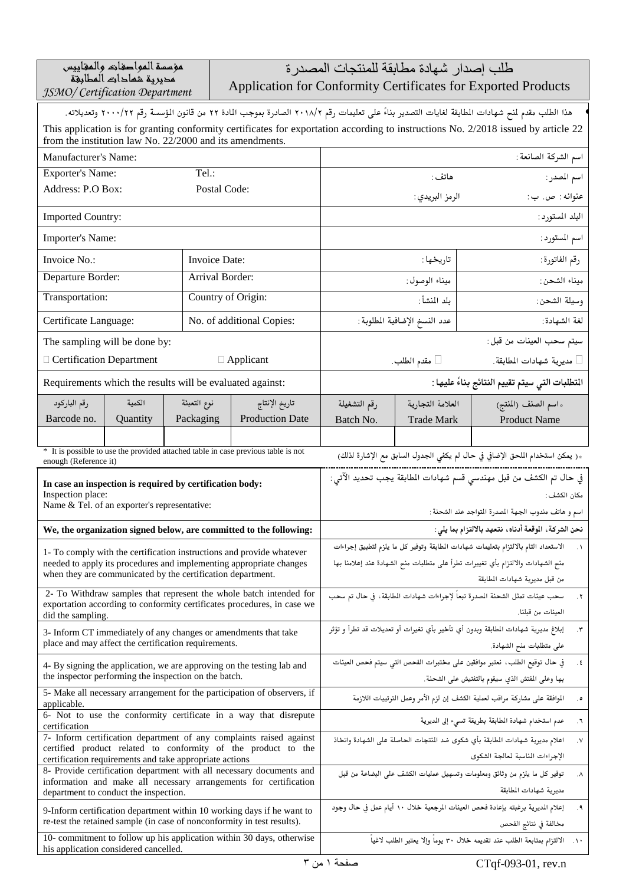| مؤسسة المواصفات والمقاييس مديرية شهادات المطابقة *JSMO/ Certification Department* | طلب إصدار شهادة مطابقة للمنتجات المصدرة Application for Conformity Certificates for Exported Products |
|---|---|

- هذا الطلب مقدم لمنح شهادات المطابقة لغايات التصدير بناءً على تعليمات رقم ٢٠١٨/٢ الصادرة بموجب المادة ٢٢ من قانون المؤسسة رقم ٢٠٠٠/٢٢ وتعديلاته.

This application is for granting conformity certificates for exportation according to instructions No. 2/2018 issued by article 22 from the institution law No. 22/2000 and its amendments.

| | | | | | |
|---|---|---|---|---|---|
| Manufacturer's Name: | | | | | اسم الشركة الصانعة: |
| Exporter's Name: Address: P.O Box: | Tel.: Postal Code: | | | هاتف: الرمز البريدي: | اسم المصدر: عنوانه: ص. ب: |
| Imported Country: | | | | | البلد المستورد: |
| Importer's Name: | | | | | اسم المستورد: |
| Invoice No.: | Invoice Date: | | | تاريخها: | رقم الفاتورة: |
| Departure Border: | Arrival Border: | | | ميناء الوصول: | ميناء الشحن: |
| Transportation: | Country of Origin: | | | بلد المنشأ: | وسيلة الشحن: |
| Certificate Language: | No. of additional Copies: | | | عدد النسخ الإضافية المطلوبة: | لغة الشهادة: |
| The sampling will be done by: ☐ Certification Department ☐ Applicant | | | | ☐ مقدم الطلب. | سيتم سحب العينات من قبل: ☐ مديرية شهادات المطابقة. |
| Requirements which the results will be evaluated against: | | | | | **المتطلبات التي سيتم تقييم النتائج بناءً عليها:** |

| رقم الباركود Barcode no. | الكمية Quantity | نوع التعبئة Packaging | تاريخ الإنتاج Production Date | رقم التشغيلة Batch No. | العلامة التجارية Trade Mark | *اسم الصنف (المنتج) Product Name |
|---|---|---|---|---|---|---|
| | | | | | | |

\* It is possible to use the provided attached table in case previous table is not enough (Reference it)

*( يمكن استخدام الملحق الإضافي في حال لم يكفي الجدول السابق مع الإشارة لذلك)

| | |
|---|---|
| **In case an inspection is required by certification body:** Inspection place: Name & Tel. of an exporter's representative: | في حال تم الكشف من قبل مهندسي قسم شهادات المطابقة يجب تحديد الآتي: مكان الكشف: اسم و هاتف مندوب الجهة المصدرة المتواجد عند الشحنة: |
| **We, the organization signed below, are committed to the following:** | **نحن الشركة، الموقعة أدناه، نتعهد بالالتزام بما يلي:** |
| 1- To comply with the certification instructions and provide whatever needed to apply its procedures and implementing appropriate changes when they are communicated by the certification department. | ١. الاستعداد التام بالالتزام بتعليمات شهادات المطابقة وتوفير كل ما يلزم لتطبيق إجراءات منح الشهادات والالتزام بأي تغييرات تطرأ على متطلبات منح الشهادة عند إعلامنا بها من قبل مديرية شهادات المطابقة |
| 2- To Withdraw samples that represent the whole batch intended for exportation according to conformity certificates procedures, in case we did the sampling. | ٢. سحب عينات تمثل الشحنة المصدرة تبعاً لإجراءات شهادات المطابقة، في حال تم سحب العينات من قبلنا. |
| 3- Inform CT immediately of any changes or amendments that take place and may affect the certification requirements. | ٣. إبلاغ مديرية شهادات المطابقة وبدون أي تأخير بأي تغيرات أو تعديلات قد تطرأ و تؤثر على متطلبات منح الشهادة. |
| 4- By signing the application, we are approving on the testing lab and the inspector performing the inspection on the batch. | ٤. في حال توقيع الطلب، نعتبر موافقين على مختبرات الفحص التي سيتم فحص العينات بها وعلى المفتش الذي سيقوم بالتفتيش على الشحنة. |
| 5- Make all necessary arrangement for the participation of observers, if applicable. | ٥. الموافقة على مشاركة مراقب لعملية الكشف إن لزم الأمر وعمل الترتيبات اللازمة |
| 6- Not to use the conformity certificate in a way that disrepute certification | ٦. عدم استخدام شهادة المطابقة بطريقة تسيء إلى المديرية |
| 7- Inform certification department of any complaints raised against certified product related to conformity of the product to the certification requirements and take appropriate actions | ٧. اعلام مديرية شهادات المطابقة بأي شكوى ضد المنتجات الحاصلة على الشهادة واتخاذ الإجراءات المناسبة لمعالجة الشكوى |
| 8- Provide certification department with all necessary documents and information and make all necessary arrangements for certification department to conduct the inspection. | ٨. توفير كل ما يلزم من وثائق ومعلومات وتسهيل عمليات الكشف على البضاعة من قبل مديرية شهادات المطابقة |
| 9-Inform certification department within 10 working days if he want to re-test the retained sample (in case of nonconformity in test results). | ٩. إعلام المديرية برغبته بإعادة فحص العينات المرجعية خلال ١٠ أيام عمل في حال وجود مخالفة في نتائج الفحص |
| 10- commitment to follow up his application within 30 days, otherwise his application considered cancelled. | ١٠. الالتزام بمتابعة الطلب عند تقديمه خلال ٣٠ يوماً وإلا يعتبر الطلب لاغياً |

CTqf-093-01, rev.n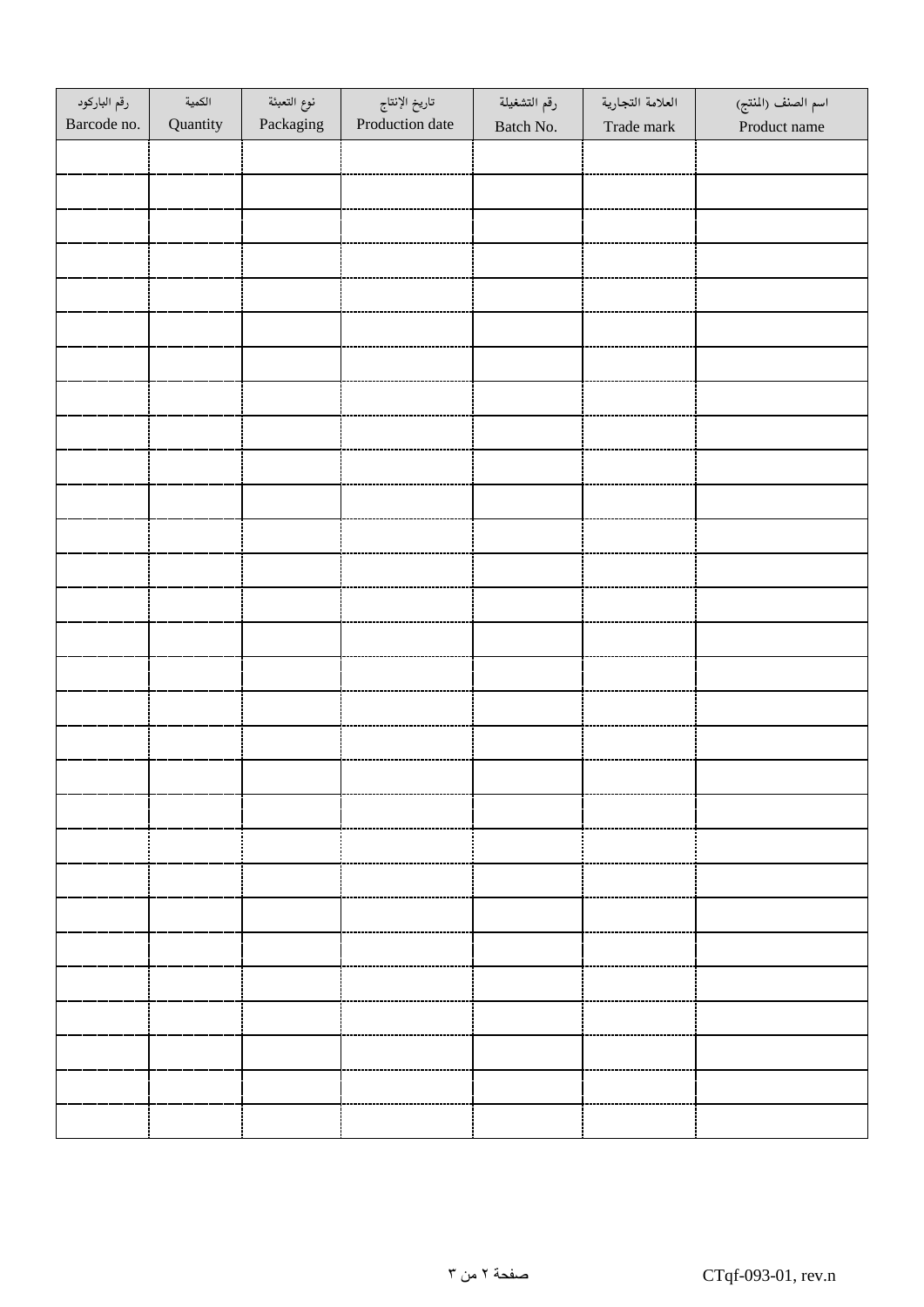| رقم الباركود<br>Barcode no. | الكمية<br>Quantity | نوع التعبئة<br>Packaging | تاريخ الإنتاج<br>Production date | رقم التشغيلة<br>Batch No. | العلامة التجارية<br>Trade mark | اسم الصنف (المنتج)<br>Product name |
|---|---|---|---|---|---|---|
| | | | | | | |
| | | | | | | |
| | | | | | | |
| | | | | | | |
| | | | | | | |
| | | | | | | |
| | | | | | | |
| | | | | | | |
| | | | | | | |
| | | | | | | |
| | | | | | | |
| | | | | | | |
| | | | | | | |
| | | | | | | |
| | | | | | | |
| | | | | | | |
| | | | | | | |
| | | | | | | |
| | | | | | | |
| | | | | | | |
| | | | | | | |
| | | | | | | |
| | | | | | | |
| | | | | | | |
| | | | | | | |
| | | | | | | |
| | | | | | | |
| | | | | | | |
| | | | | | | |

CTqf-093-01, rev.n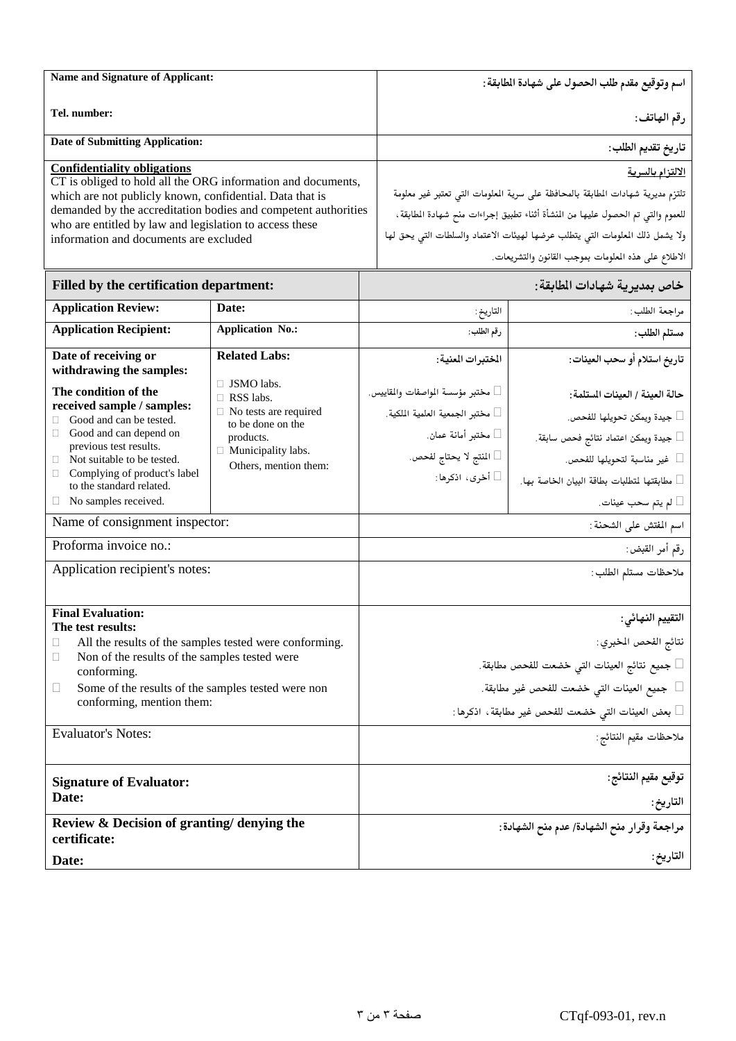| | |
|---|---|
| **Name and Signature of Applicant:** | **اسم وتوقيع مقدم طلب الحصول على شهادة المطابقة:** |
| **Tel. number:** | **رقم الهاتف:** |
| **Date of Submitting Application:** | **تاريخ تقديم الطلب:** |
| **Confidentiality obligations**<br>CT is obliged to hold all the ORG information and documents, which are not publicly known, confidential. Data that is demanded by the accreditation bodies and competent authorities who are entitled by law and legislation to access these information and documents are excluded | **الالتزام بالسرية**<br>تلتزم مديرية شهادات المطابقة بالمحافظة على سرية المعلومات التي تعتبر غير معلومة للعموم والتي تم الحصول عليها من المنشأة أثناء تطبيق إجراءات منح شهادة المطابقة، ولا يشمل ذلك المعلومات التي يتطلب عرضها لهيئات الاعتماد والسلطات التي يحق لها الاطلاع على هذه المعلومات بموجب القانون والتشريعات. |

| **Filled by the certification department:** | | **خاص بمديرية شهادات المطابقة:** | |
|---|---|---|---|
| **Application Review:** | **Date:** | التاريخ: | مراجعة الطلب: |
| **Application Recipient:** | **Application No.:** | رقم الطلب: | **مستلم الطلب:** |
| **Date of receiving or withdrawing the samples:**<br><br>**The condition of the received sample / samples:**<br>☐ Good and can be tested.<br>☐ Good and can depend on previous test results.<br>☐ Not suitable to be tested.<br>☐ Complying of product's label to the standard related.<br>☐ No samples received. | **Related Labs:**<br><br>☐ JSMO labs.<br>☐ RSS labs.<br>☐ No tests are required to be done on the products.<br>☐ Municipality labs.<br>Others, mention them: | **المختبرات المعنية:**<br><br>☐ مختبر مؤسسة المواصفات والمقاييس.<br>☐ مختبر الجمعية العلمية الملكية.<br>☐ مختبر أمانة عمان.<br>☐ المنتج لا يحتاج لفحص.<br>☐ أخرى، اذكرها: | **تاريخ استلام أو سحب العينات:**<br><br>**حالة العينة / العينات المستلمة:**<br>☐ جيدة ويمكن تحويلها للفحص.<br>☐ جيدة ويمكن اعتماد نتائج فحص سابقة.<br>☐ غير مناسبة لتحويلها للفحص.<br>☐ مطابقتها لمتطلبات بطاقة البيان الخاصة بها.<br>☐ لم يتم سحب عينات. |
| Name of consignment inspector: | | اسم المفتش على الشحنة: | |
| Proforma invoice no.: | | رقم أمر القبض: | |
| Application recipient's notes: | | ملاحظات مستلم الطلب: | |
| **Final Evaluation:**<br>**The test results:**<br>☐ All the results of the samples tested were conforming.<br>☐ Non of the results of the samples tested were conforming.<br>☐ Some of the results of the samples tested were non conforming, mention them: | | **التقييم النهائي:**<br>نتائج الفحص المخبري:<br>☐ جميع نتائج العينات التي خضعت للفحص مطابقة.<br>☐ جميع العينات التي خضعت للفحص غير مطابقة.<br>☐ بعض العينات التي خضعت للفحص غير مطابقة، اذكرها: | |
| Evaluator's Notes: | | ملاحظات مقيم النتائج: | |
| **Signature of Evaluator:**<br>**Date:** | | **توقيع مقيم النتائج:**<br>**التاريخ:** | |
| **Review & Decision of granting/ denying the certificate:**<br>**Date:** | | **مراجعة وقرار منح الشهادة/ عدم منح الشهادة:**<br>**التاريخ:** | |

CTqf-093-01, rev.n